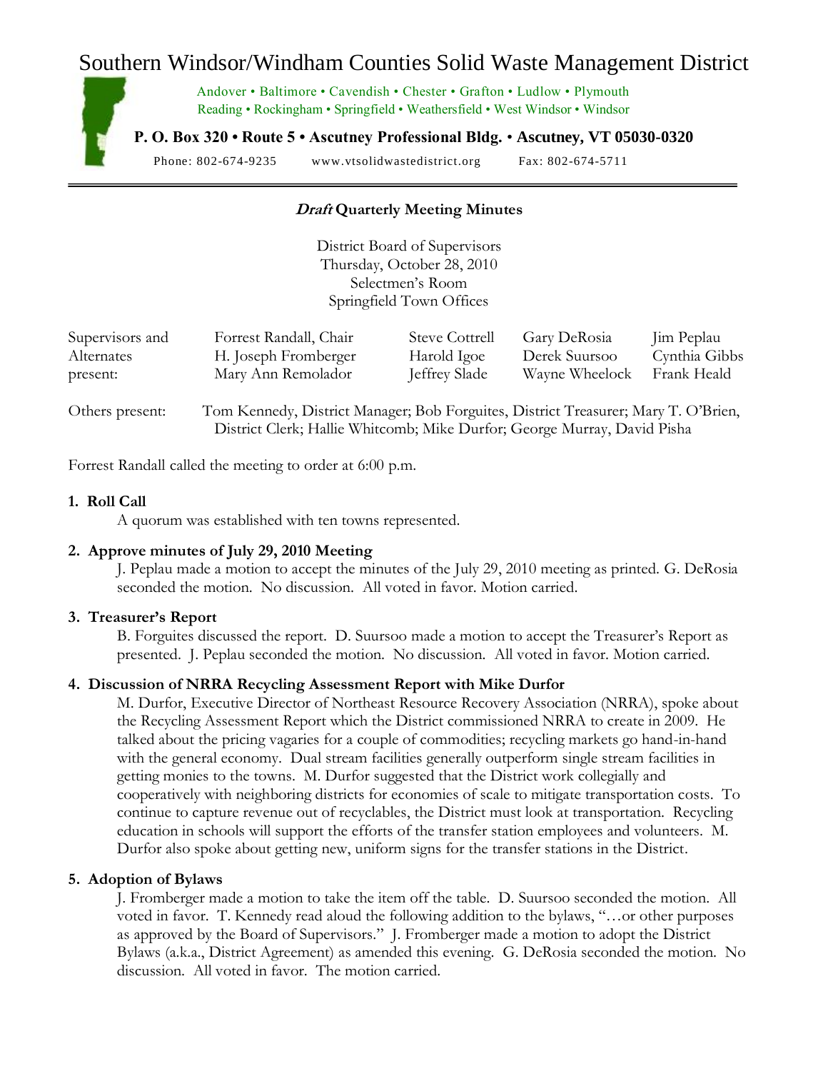# Southern Windsor/Windham Counties Solid Waste Management District

Andover • Baltimore • Cavendish • Chester • Grafton • Ludlow • Plymouth
Reading • Rockingham • Springfield • Weathersfield • West Windsor • Windsor

**P. O. Box 320 • Route 5 • Ascutney Professional Bldg. • Ascutney, VT 05030-0320**

Phone: 802-674-9235 www.vtsolidwastedistrict.org Fax: 802-674-5711

---

## ***Draft*** **Quarterly Meeting Minutes**

District Board of Supervisors
Thursday, October 28, 2010
Selectmen's Room
Springfield Town Offices

| Supervisors and Alternates present: | Forrest Randall, Chair | Steve Cottrell | Gary DeRosia | Jim Peplau |
|---|---|---|---|---|
| | H. Joseph Fromberger | Harold Igoe | Derek Suursoo | Cynthia Gibbs |
| | Mary Ann Remolador | Jeffrey Slade | Wayne Wheelock | Frank Heald |

Others present: Tom Kennedy, District Manager; Bob Forguites, District Treasurer; Mary T. O'Brien, District Clerk; Hallie Whitcomb; Mike Durfor; George Murray, David Pisha

Forrest Randall called the meeting to order at 6:00 p.m.

**1. Roll Call**

A quorum was established with ten towns represented.

**2. Approve minutes of July 29, 2010 Meeting**

J. Peplau made a motion to accept the minutes of the July 29, 2010 meeting as printed. G. DeRosia seconded the motion. No discussion. All voted in favor. Motion carried.

**3. Treasurer's Report**

B. Forguites discussed the report. D. Suursoo made a motion to accept the Treasurer's Report as presented. J. Peplau seconded the motion. No discussion. All voted in favor. Motion carried.

**4. Discussion of NRRA Recycling Assessment Report with Mike Durfor**

M. Durfor, Executive Director of Northeast Resource Recovery Association (NRRA), spoke about the Recycling Assessment Report which the District commissioned NRRA to create in 2009. He talked about the pricing vagaries for a couple of commodities; recycling markets go hand-in-hand with the general economy. Dual stream facilities generally outperform single stream facilities in getting monies to the towns. M. Durfor suggested that the District work collegially and cooperatively with neighboring districts for economies of scale to mitigate transportation costs. To continue to capture revenue out of recyclables, the District must look at transportation. Recycling education in schools will support the efforts of the transfer station employees and volunteers. M. Durfor also spoke about getting new, uniform signs for the transfer stations in the District.

**5. Adoption of Bylaws**

J. Fromberger made a motion to take the item off the table. D. Suursoo seconded the motion. All voted in favor. T. Kennedy read aloud the following addition to the bylaws, "…or other purposes as approved by the Board of Supervisors." J. Fromberger made a motion to adopt the District Bylaws (a.k.a., District Agreement) as amended this evening. G. DeRosia seconded the motion. No discussion. All voted in favor. The motion carried.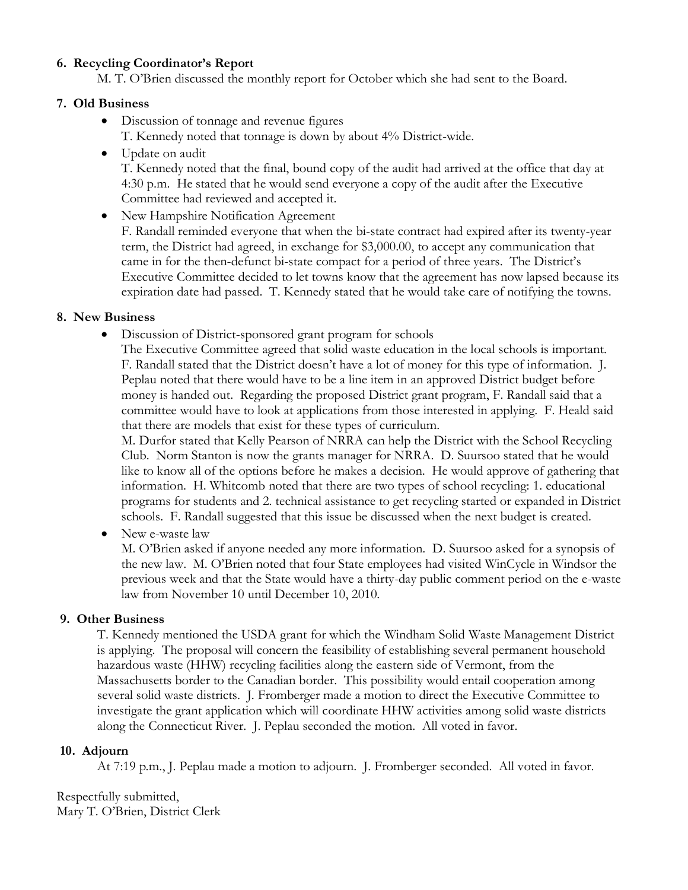**6. Recycling Coordinator's Report**

M. T. O'Brien discussed the monthly report for October which she had sent to the Board.

**7. Old Business**

- Discussion of tonnage and revenue figures
  T. Kennedy noted that tonnage is down by about 4% District-wide.
- Update on audit
  T. Kennedy noted that the final, bound copy of the audit had arrived at the office that day at 4:30 p.m. He stated that he would send everyone a copy of the audit after the Executive Committee had reviewed and accepted it.
- New Hampshire Notification Agreement
  F. Randall reminded everyone that when the bi-state contract had expired after its twenty-year term, the District had agreed, in exchange for $3,000.00, to accept any communication that came in for the then-defunct bi-state compact for a period of three years. The District's Executive Committee decided to let towns know that the agreement has now lapsed because its expiration date had passed. T. Kennedy stated that he would take care of notifying the towns.

**8. New Business**

- Discussion of District-sponsored grant program for schools
  The Executive Committee agreed that solid waste education in the local schools is important. F. Randall stated that the District doesn't have a lot of money for this type of information. J. Peplau noted that there would have to be a line item in an approved District budget before money is handed out. Regarding the proposed District grant program, F. Randall said that a committee would have to look at applications from those interested in applying. F. Heald said that there are models that exist for these types of curriculum.
  M. Durfor stated that Kelly Pearson of NRRA can help the District with the School Recycling Club. Norm Stanton is now the grants manager for NRRA. D. Suursoo stated that he would like to know all of the options before he makes a decision. He would approve of gathering that information. H. Whitcomb noted that there are two types of school recycling: 1. educational programs for students and 2. technical assistance to get recycling started or expanded in District schools. F. Randall suggested that this issue be discussed when the next budget is created.
- New e-waste law
  M. O'Brien asked if anyone needed any more information. D. Suursoo asked for a synopsis of the new law. M. O'Brien noted that four State employees had visited WinCycle in Windsor the previous week and that the State would have a thirty-day public comment period on the e-waste law from November 10 until December 10, 2010.

**9. Other Business**

T. Kennedy mentioned the USDA grant for which the Windham Solid Waste Management District is applying. The proposal will concern the feasibility of establishing several permanent household hazardous waste (HHW) recycling facilities along the eastern side of Vermont, from the Massachusetts border to the Canadian border. This possibility would entail cooperation among several solid waste districts. J. Fromberger made a motion to direct the Executive Committee to investigate the grant application which will coordinate HHW activities among solid waste districts along the Connecticut River. J. Peplau seconded the motion. All voted in favor.

**10. Adjourn**

At 7:19 p.m., J. Peplau made a motion to adjourn. J. Fromberger seconded. All voted in favor.

Respectfully submitted,
Mary T. O'Brien, District Clerk